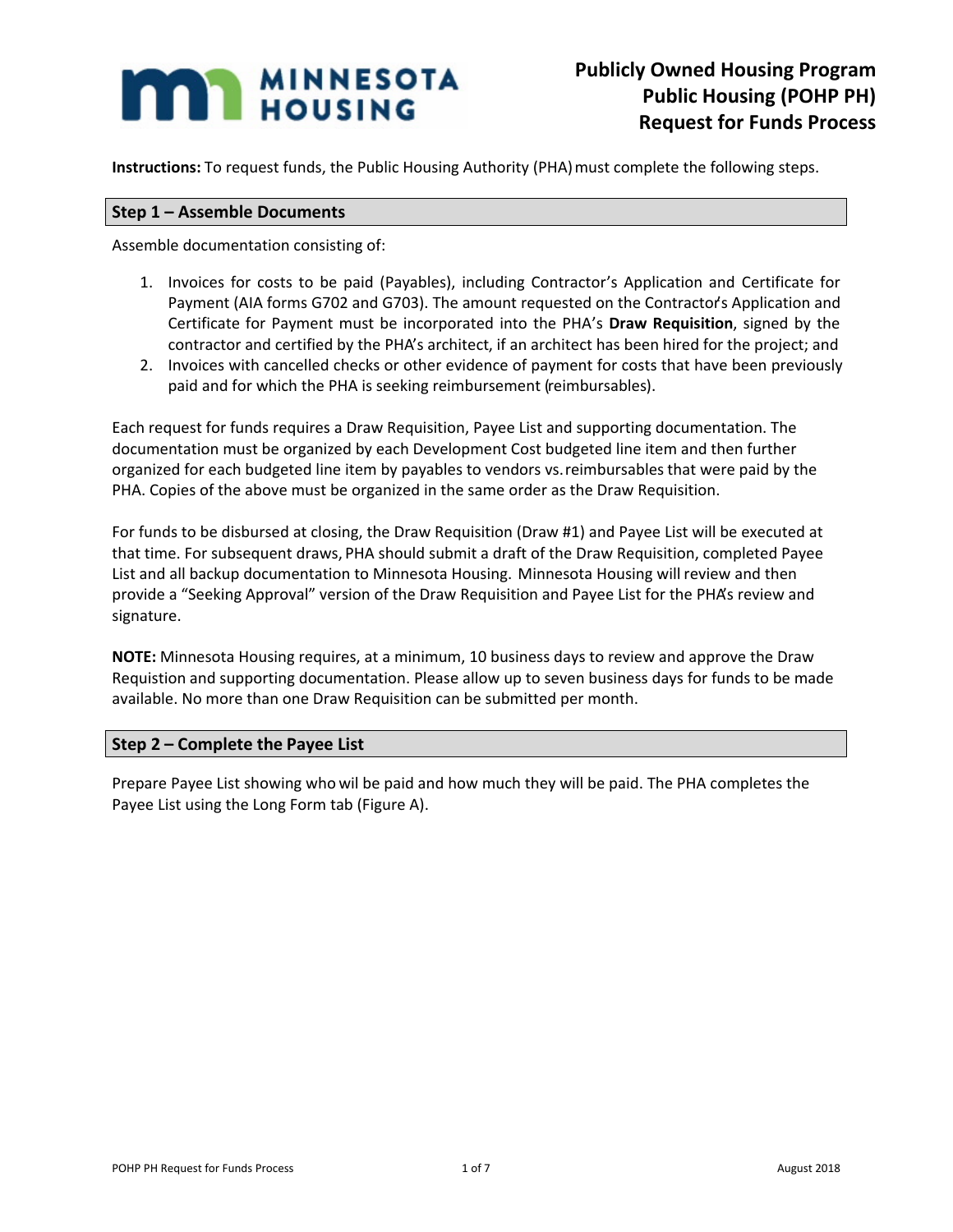MINNESOTA HOUSING

# Publicly Owned Housing Program Public Housing (POHP PH) Request for Funds Process

**Instructions:** To request funds, the Public Housing Authority (PHA) must complete the following steps.

## Step 1 – Assemble Documents

Assemble documentation consisting of:

1. Invoices for costs to be paid (Payables), including Contractor's Application and Certificate for Payment (AIA forms G702 and G703). The amount requested on the Contractor's Application and Certificate for Payment must be incorporated into the PHA's **Draw Requisition**, signed by the contractor and certified by the PHA's architect, if an architect has been hired for the project; and
2. Invoices with cancelled checks or other evidence of payment for costs that have been previously paid and for which the PHA is seeking reimbursement (reimbursables).

Each request for funds requires a Draw Requisition, Payee List and supporting documentation. The documentation must be organized by each Development Cost budgeted line item and then further organized for each budgeted line item by payables to vendors vs. reimbursables that were paid by the PHA. Copies of the above must be organized in the same order as the Draw Requisition.

For funds to be disbursed at closing, the Draw Requisition (Draw #1) and Payee List will be executed at that time. For subsequent draws, PHA should submit a draft of the Draw Requisition, completed Payee List and all backup documentation to Minnesota Housing. Minnesota Housing will review and then provide a "Seeking Approval" version of the Draw Requisition and Payee List for the PHA's review and signature.

**NOTE:** Minnesota Housing requires, at a minimum, 10 business days to review and approve the Draw Requistion and supporting documentation. Please allow up to seven business days for funds to be made available. No more than one Draw Requisition can be submitted per month.

## Step 2 – Complete the Payee List

Prepare Payee List showing who wil be paid and how much they will be paid. The PHA completes the Payee List using the Long Form tab (Figure A).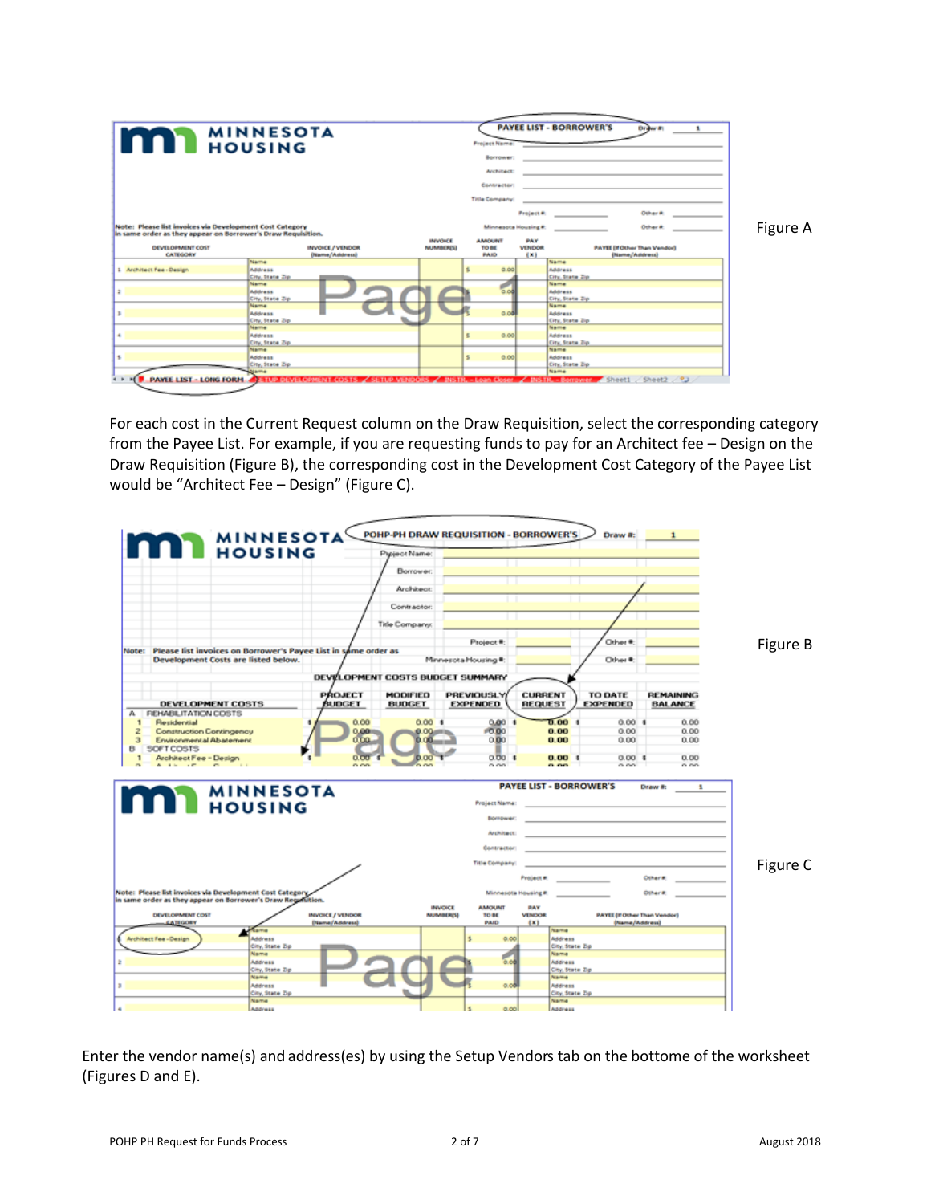Figure A

For each cost in the Current Request column on the Draw Requisition, select the corresponding category from the Payee List. For example, if you are requesting funds to pay for an Architect fee – Design on the Draw Requisition (Figure B), the corresponding cost in the Development Cost Category of the Payee List would be "Architect Fee – Design" (Figure C).

Figure B

Figure C

Enter the vendor name(s) and address(es) by using the Setup Vendors tab on the bottome of the worksheet (Figures D and E).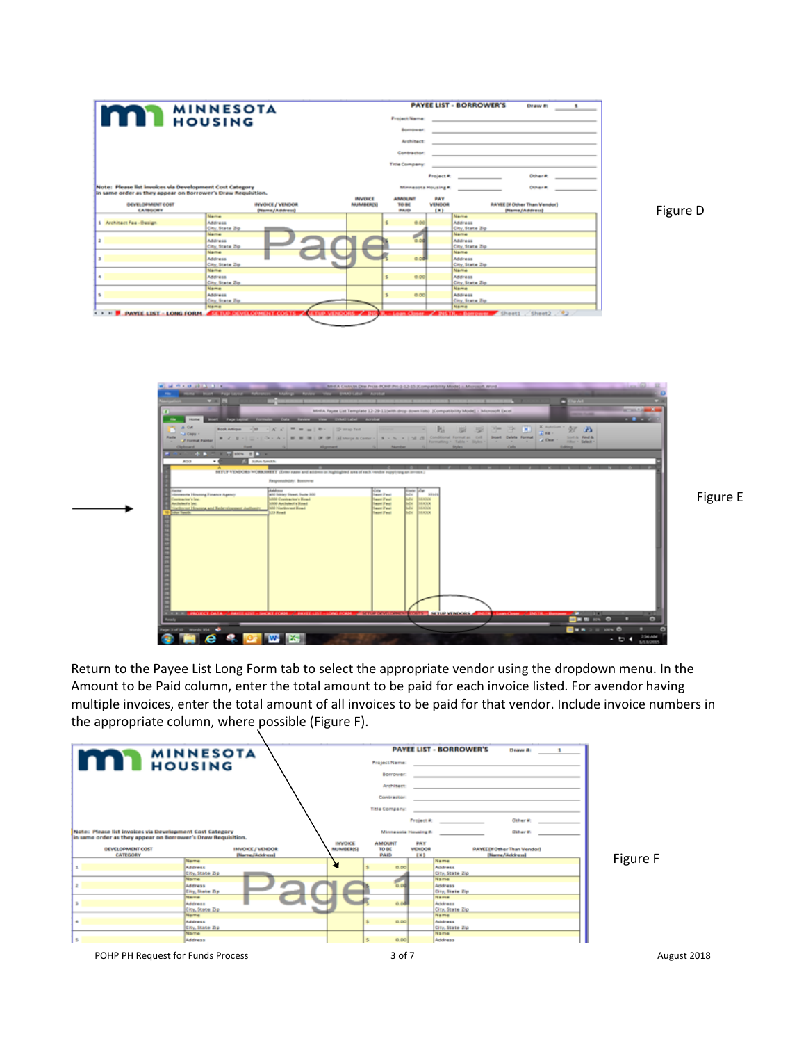Figure D

Figure E

Return to the Payee List Long Form tab to select the appropriate vendor using the dropdown menu. In the Amount to be Paid column, enter the total amount to be paid for each invoice listed. For avendor having multiple invoices, enter the total amount of all invoices to be paid for that vendor. Include invoice numbers in the appropriate column, where possible (Figure F).

Figure F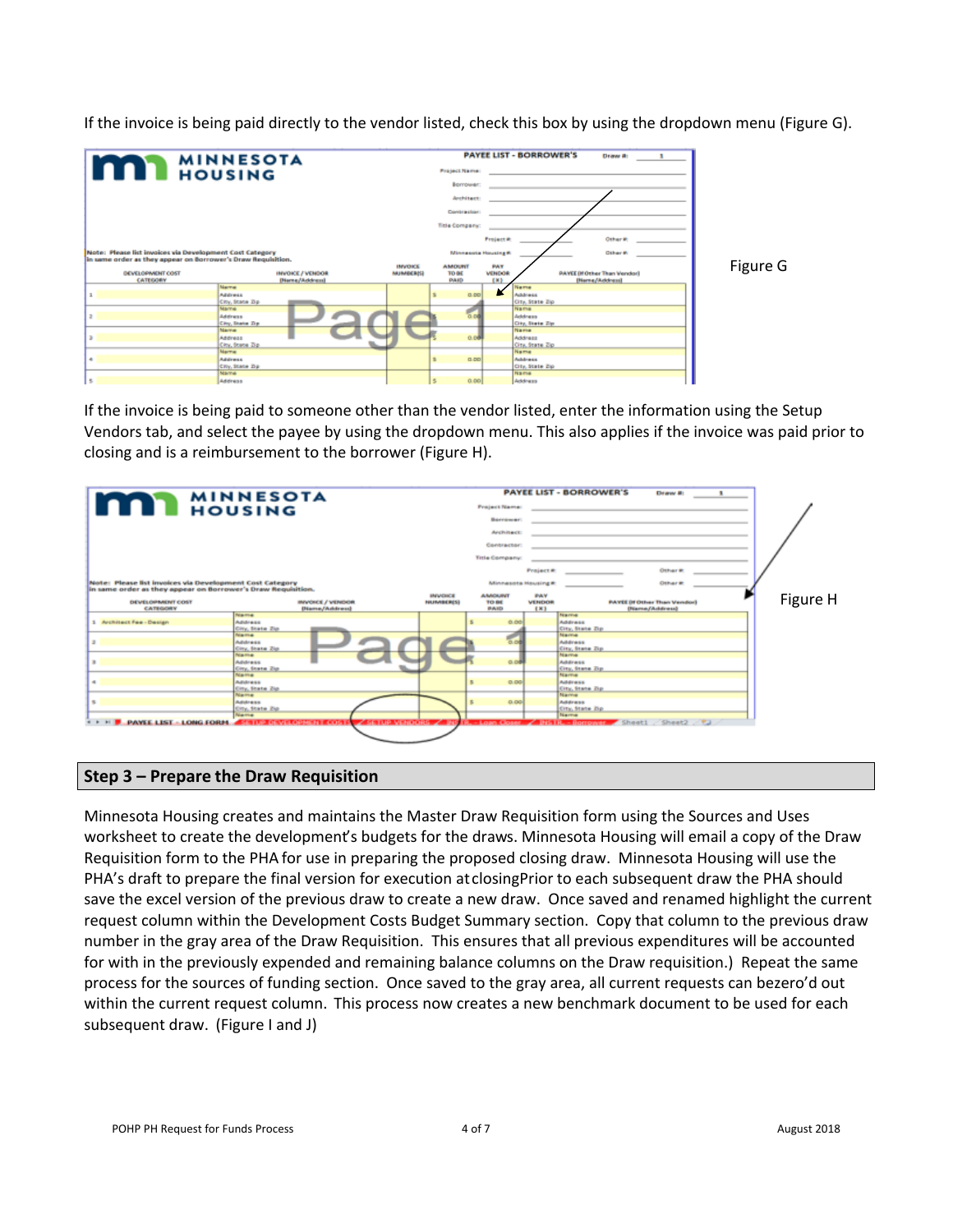If the invoice is being paid directly to the vendor listed, check this box by using the dropdown menu (Figure G).

Figure G

If the invoice is being paid to someone other than the vendor listed, enter the information using the Setup Vendors tab, and select the payee by using the dropdown menu. This also applies if the invoice was paid prior to closing and is a reimbursement to the borrower (Figure H).

Figure H

## Step 3 – Prepare the Draw Requisition

Minnesota Housing creates and maintains the Master Draw Requisition form using the Sources and Uses worksheet to create the development's budgets for the draws. Minnesota Housing will email a copy of the Draw Requisition form to the PHA for use in preparing the proposed closing draw. Minnesota Housing will use the PHA's draft to prepare the final version for execution at closingPrior to each subsequent draw the PHA should save the excel version of the previous draw to create a new draw. Once saved and renamed highlight the current request column within the Development Costs Budget Summary section. Copy that column to the previous draw number in the gray area of the Draw Requisition. This ensures that all previous expenditures will be accounted for with in the previously expended and remaining balance columns on the Draw requisition.) Repeat the same process for the sources of funding section. Once saved to the gray area, all current requests can bezero'd out within the current request column. This process now creates a new benchmark document to be used for each subsequent draw. (Figure I and J)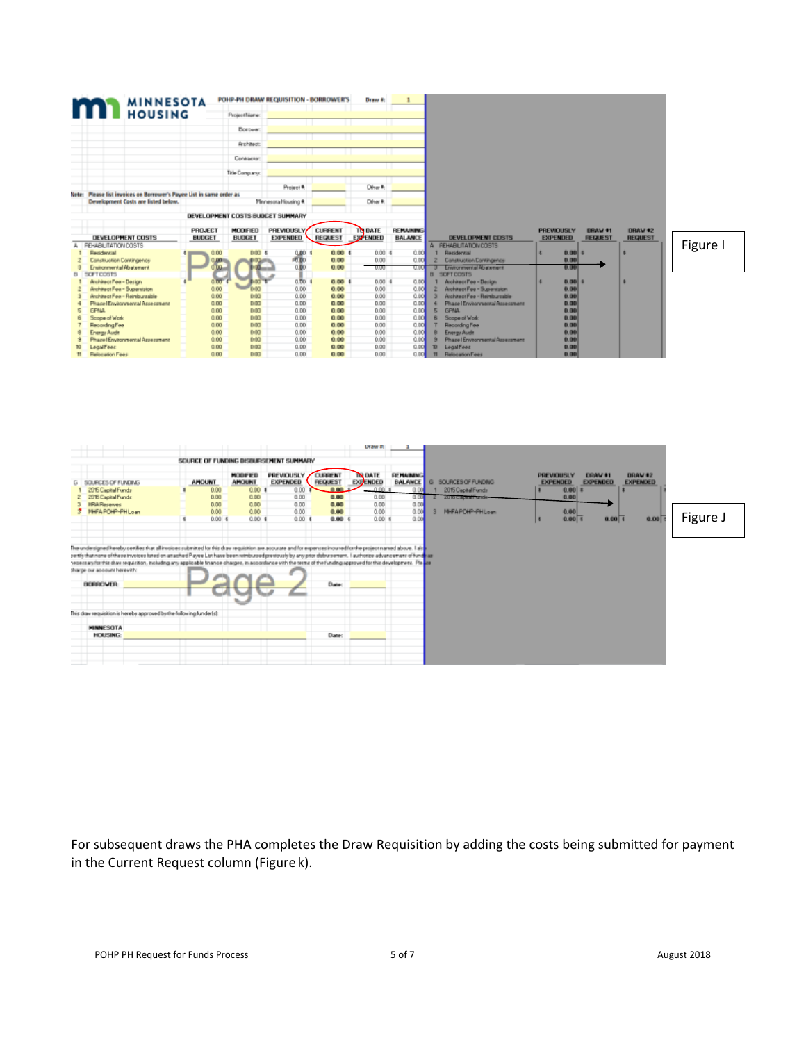**MINNESOTA HOUSING**

POHP-PH DRAW REQUISITION - BORROWER'S Draw #: 1

Project Name:

Borrower:

Architect:

Contractor:

Title Company:

Project #: Other #:

Note: Please list invoices on Borrower's Payee List in same order as Development Costs are listed below.

Minnesota Housing #: Other #:

DEVELOPMENT COSTS BUDGET SUMMARY

| | DEVELOPMENT COSTS | PROJECT BUDGET | MODIFIED BUDGET | PREVIOUSLY EXPENDED | CURRENT REQUEST | TO DATE EXPENDED | REMAINING BALANCE |
|---|---|---|---|---|---|---|---|
| A | REHABILITATION COSTS | | | | | | |
| 1 | Residential | 0.00 | 0.00 | 0.00 | 0.00 | 0.00 | 0.00 |
| 2 | Construction Contingency | 0.00 | 0.00 | 0.00 | 0.00 | 0.00 | 0.00 |
| 3 | Environmental Abatement | 0.00 | 0.00 | 0.00 | 0.00 | 0.00 | 0.00 |
| B | SOFT COSTS | | | | | | |
| 1 | Architect Fee - Design | 0.00 | 0.00 | 0.00 | 0.00 | 0.00 | 0.00 |
| 2 | Architect Fee - Supervision | 0.00 | 0.00 | 0.00 | 0.00 | 0.00 | 0.00 |
| 3 | Architect Fee - Reimbursable | 0.00 | 0.00 | 0.00 | 0.00 | 0.00 | 0.00 |
| 4 | Phase I Environmental Assessment | 0.00 | 0.00 | 0.00 | 0.00 | 0.00 | 0.00 |
| 5 | CPNA | 0.00 | 0.00 | 0.00 | 0.00 | 0.00 | 0.00 |
| 6 | Scope of Work | 0.00 | 0.00 | 0.00 | 0.00 | 0.00 | 0.00 |
| 7 | Recording Fee | 0.00 | 0.00 | 0.00 | 0.00 | 0.00 | 0.00 |
| 8 | Energy Audit | 0.00 | 0.00 | 0.00 | 0.00 | 0.00 | 0.00 |
| 9 | Phase I Environmental Assessment | 0.00 | 0.00 | 0.00 | 0.00 | 0.00 | 0.00 |
| 10 | Legal Fees | 0.00 | 0.00 | 0.00 | 0.00 | 0.00 | 0.00 |
| 11 | Relocation Fees | 0.00 | 0.00 | 0.00 | 0.00 | 0.00 | 0.00 |

| | DEVELOPMENT COSTS | PREVIOUSLY EXPENDED | DRAW #1 REQUEST | DRAW #2 REQUEST |
|---|---|---|---|---|
| A | REHABILITATION COSTS | | | |
| 1 | Residential | 0.00 | | |
| 2 | Construction Contingency | 0.00 | | |
| 3 | Environmental Abatement | 0.00 | | |
| B | SOFT COSTS | | | |
| 1 | Architect Fee - Design | 0.00 | | |
| 2 | Architect Fee - Supervision | 0.00 | | |
| 3 | Architect Fee - Reimbursable | 0.00 | | |
| 4 | Phase I Environmental Assessment | 0.00 | | |
| 5 | CPNA | 0.00 | | |
| 6 | Scope of Work | 0.00 | | |
| 7 | Recording Fee | 0.00 | | |
| 8 | Energy Audit | 0.00 | | |
| 9 | Phase I Environmental Assessment | 0.00 | | |
| 10 | Legal Fees | 0.00 | | |
| 11 | Relocation Fees | 0.00 | | |

Figure I

Draw #: 1

SOURCE OF FUNDING DISBURSEMENT SUMMARY

| | SOURCES OF FUNDING | AMOUNT | MODIFIED AMOUNT | PREVIOUSLY EXPENDED | CURRENT REQUEST | TO DATE EXPENDED | REMAINING BALANCE |
|---|---|---|---|---|---|---|---|
| 1 | 2015 Capital Funds | 0.00 | 0.00 | 0.00 | 0.00 | 0.00 | 0.00 |
| 2 | 2016 Capital Funds | 0.00 | 0.00 | 0.00 | 0.00 | 0.00 | 0.00 |
| 3 | HRA Reserves | 0.00 | 0.00 | 0.00 | 0.00 | 0.00 | 0.00 |
| 4 | MHFA POHP-PH Loan | 0.00 | 0.00 | 0.00 | 0.00 | 0.00 | 0.00 |
| | | 0.00 | 0.00 | 0.00 | 0.00 | 0.00 | 0.00 |

| | SOURCES OF FUNDING | PREVIOUSLY EXPENDED | DRAW #1 EXPENDED | DRAW #2 EXPENDED |
|---|---|---|---|---|
| 1 | 2015 Capital Funds | 0.00 | | |
| 2 | 2016 Capital Funds | 0.00 | | |
| 3 | MHFA POHP-PH Loan | 0.00 | | |
| | | 0.00 | 0.00 | 0.00 |

The undersigned hereby certifies that all invoices submitted for this draw requisition are accurate and for expenses incurred for the project named above. I also certify that none of these invoices listed on attached Payee List have been reimbursed previously by any prior disbursement. I authorize advancement of funds as necessary for this draw requisition, including any applicable finance charges, in accordance with the terms of the funding approved for this development. Please charge our account herewith.

BORROWER: Date:

This draw requisition is hereby approved by the following funder(s):

MINNESOTA HOUSING: Date:

Figure J

For subsequent draws the PHA completes the Draw Requisition by adding the costs being submitted for payment in the Current Request column (Figure k).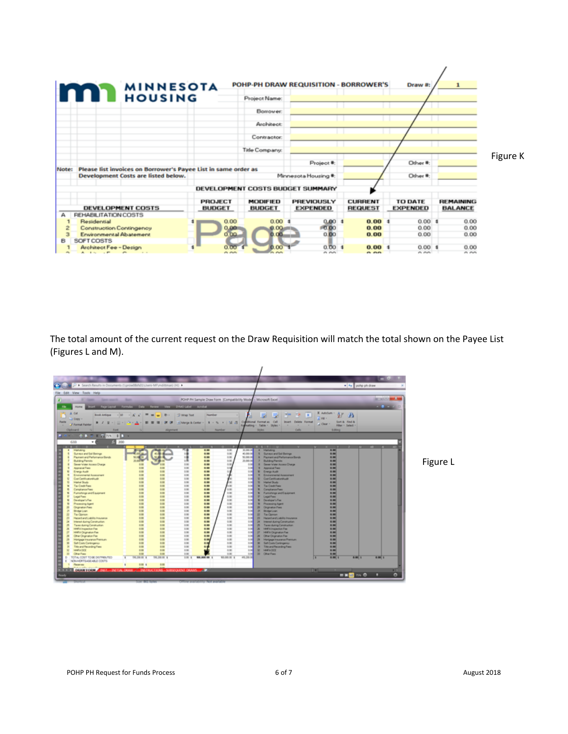| | | POHP-PH DRAW REQUISITION - BORROWER'S | | | Draw #: | 1 |
|---|---|---|---|---|---|---|
| | | Project Name: | | | | |
| | | Borrower: | | | | |
| | | Architect: | | | | |
| | | Contractor: | | | | |
| | | Title Company: | | | | |
| | | | Project #: | | Other #: | |
| Note: Please list invoices on Borrower's Payee List in same order as Development Costs are listed below. | | | Minnesota Housing #: | | Other #: | |

**DEVELOPMENT COSTS BUDGET SUMMARY**

| DEVELOPMENT COSTS | PROJECT BUDGET | MODIFIED BUDGET | PREVIOUSLY EXPENDED | CURRENT REQUEST | TO DATE EXPENDED | REMAINING BALANCE |
|---|---|---|---|---|---|---|
| A REHABILITATION COSTS | | | | | | |
| 1 Residential | $ 0.00 | 0.00 | $ 0.00 | $ 0.00 | $ 0.00 | $ 0.00 |
| 2 Construction Contingency | 0.00 | 0.00 | 0.00 | 0.00 | 0.00 | 0.00 |
| 3 Environmental Abatement | 0.00 | 0.00 | 0.00 | 0.00 | 0.00 | 0.00 |
| B SOFT COSTS | | | | | | |
| 1 Architect Fee - Design | $ 0.00 | $ 0.00 | $ 0.00 | $ 0.00 | $ 0.00 | $ 0.00 |

Figure K

The total amount of the current request on the Draw Requisition will match the total shown on the Payee List (Figures L and M).

Figure L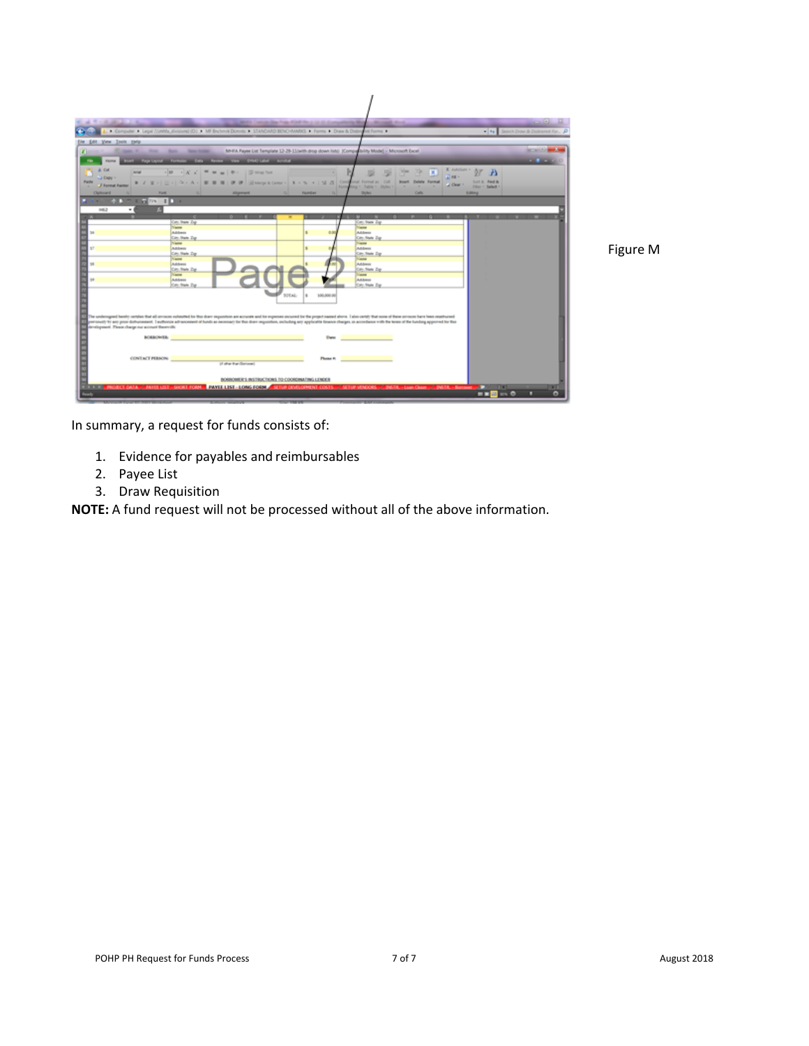Figure M

In summary, a request for funds consists of:

1. Evidence for payables and reimbursables
2. Payee List
3. Draw Requisition

**NOTE:** A fund request will not be processed without all of the above information.